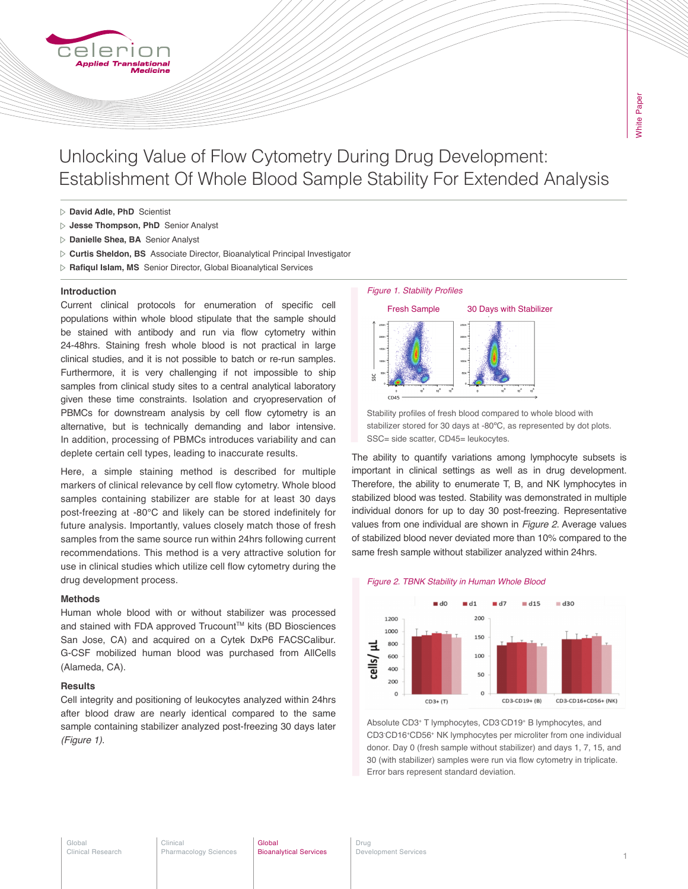# Unlocking Value of Flow Cytometry During Drug Development: Establishment Of Whole Blood Sample Stability For Extended Analysis

- **David Adle, PhD** Scientist
- **Jesse Thompson, PhD** Senior Analyst
- **Danielle Shea, BA** Senior Analyst
- **Curtis Sheldon, BS** Associate Director, Bioanalytical Principal Investigator
- **Rafiqul Islam, MS** Senior Director, Global Bioanalytical Services

## Introduction

Current clinical protocols for enumeration of specific cell populations within whole blood stipulate that the sample should be stained with antibody and run via flow cytometry within 24-48hrs. Staining fresh whole blood is not practical in large clinical studies, and it is not possible to batch or re-run samples. Furthermore, it is very challenging if not impossible to ship samples from clinical study sites to a central analytical laboratory given these time constraints. Isolation and cryopreservation of PBMCs for downstream analysis by cell flow cytometry is an alternative, but is technically demanding and labor intensive. In addition, processing of PBMCs introduces variability and can deplete certain cell types, leading to inaccurate results.

Here, a simple staining method is described for multiple markers of clinical relevance by cell flow cytometry. Whole blood samples containing stabilizer are stable for at least 30 days post-freezing at -80°C and likely can be stored indefinitely for future analysis. Importantly, values closely match those of fresh samples from the same source run within 24hrs following current recommendations. This method is a very attractive solution for use in clinical studies which utilize cell flow cytometry during the drug development process.

## Methods

Human whole blood with or without stabilizer was processed and stained with FDA approved Trucount™ kits (BD Biosciences San Jose, CA) and acquired on a Cytek DxP6 FACSCalibur. G-CSF mobilized human blood was purchased from AllCells (Alameda, CA).

## Results

Cell integrity and positioning of leukocytes analyzed within 24hrs after blood draw are nearly identical compared to the same sample containing stabilizer analyzed post-freezing 30 days later *(Figure 1)*.

*Figure 1. Stability Profiles*

Fresh Sample — 30 Days with Stabilizer

Stability profiles of fresh blood compared to whole blood with stabilizer stored for 30 days at -80°C, as represented by dot plots. SSC= side scatter, CD45= leukocytes.

The ability to quantify variations among lymphocyte subsets is important in clinical settings as well as in drug development. Therefore, the ability to enumerate T, B, and NK lymphocytes in stabilized blood was tested. Stability was demonstrated in multiple individual donors for up to day 30 post-freezing. Representative values from one individual are shown in *Figure 2*. Average values of stabilized blood never deviated more than 10% compared to the same fresh sample without stabilizer analyzed within 24hrs.

*Figure 2. TBNK Stability in Human Whole Blood*

Absolute $CD3^+$ T lymphocytes, $CD3^-CD19^+$ B lymphocytes, and $CD3^-CD16^+CD56^+$ NK lymphocytes per microliter from one individual donor. Day 0 (fresh sample without stabilizer) and days 1, 7, 15, and 30 (with stabilizer) samples were run via flow cytometry in triplicate. Error bars represent standard deviation.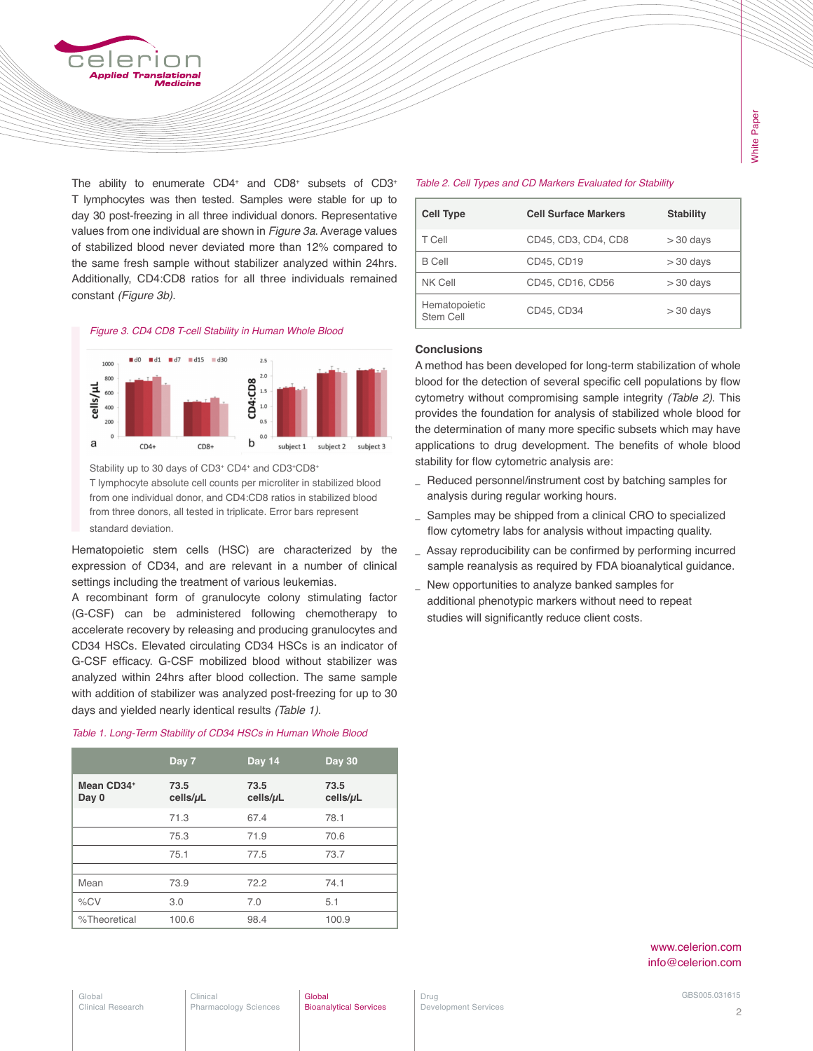The ability to enumerate $CD4^+$ and $CD8^+$ subsets of $CD3^+$ T lymphocytes was then tested. Samples were stable for up to day 30 post-freezing in all three individual donors. Representative values from one individual are shown in *Figure 3a*. Average values of stabilized blood never deviated more than 12% compared to the same fresh sample without stabilizer analyzed within 24hrs. Additionally, CD4:CD8 ratios for all three individuals remained constant *(Figure 3b)*.

*Figure 3. CD4 CD8 T-cell Stability in Human Whole Blood*

d0 d1 d7 d15 d30

cells/µL

1000
800
600
400
200
0

a

CD4+ CD8+

CD4:CD8

2.5
2.0
1.5
1.0
0.5
0.0

b

subject 1 subject 2 subject 3

Stability up to 30 days of $CD3^+$ $CD4^+$ and $CD3^+CD8^+$ T lymphocyte absolute cell counts per microliter in stabilized blood from one individual donor, and CD4:CD8 ratios in stabilized blood from three donors, all tested in triplicate. Error bars represent standard deviation.

Hematopoietic stem cells (HSC) are characterized by the expression of CD34, and are relevant in a number of clinical settings including the treatment of various leukemias.

A recombinant form of granulocyte colony stimulating factor (G-CSF) can be administered following chemotherapy to accelerate recovery by releasing and producing granulocytes and CD34 HSCs. Elevated circulating CD34 HSCs is an indicator of G-CSF efficacy. G-CSF mobilized blood without stabilizer was analyzed within 24hrs after blood collection. The same sample with addition of stabilizer was analyzed post-freezing for up to 30 days and yielded nearly identical results *(Table 1)*.

*Table 1. Long-Term Stability of CD34 HSCs in Human Whole Blood*

| | Day 7 | Day 14 | Day 30 |
|---|---|---|---|
| **Mean $CD34^+$ Day 0** | **73.5 cells/µL** | **73.5 cells/µL** | **73.5 cells/µL** |
| | 71.3 | 67.4 | 78.1 |
| | 75.3 | 71.9 | 70.6 |
| | 75.1 | 77.5 | 73.7 |
| | | | |
| Mean | 73.9 | 72.2 | 74.1 |
| %CV | 3.0 | 7.0 | 5.1 |
| %Theoretical | 100.6 | 98.4 | 100.9 |

*Table 2. Cell Types and CD Markers Evaluated for Stability*

| Cell Type | Cell Surface Markers | Stability |
|---|---|---|
| T Cell | CD45, CD3, CD4, CD8 | > 30 days |
| B Cell | CD45, CD19 | > 30 days |
| NK Cell | CD45, CD16, CD56 | > 30 days |
| Hematopoietic Stem Cell | CD45, CD34 | > 30 days |

## Conclusions

A method has been developed for long-term stabilization of whole blood for the detection of several specific cell populations by flow cytometry without compromising sample integrity *(Table 2)*. This provides the foundation for analysis of stabilized whole blood for the determination of many more specific subsets which may have applications to drug development. The benefits of whole blood stability for flow cytometric analysis are:

- Reduced personnel/instrument cost by batching samples for analysis during regular working hours.
- Samples may be shipped from a clinical CRO to specialized flow cytometry labs for analysis without impacting quality.
- Assay reproducibility can be confirmed by performing incurred sample reanalysis as required by FDA bioanalytical guidance.
- New opportunities to analyze banked samples for additional phenotypic markers without need to repeat studies will significantly reduce client costs.

www.celerion.com
info@celerion.com